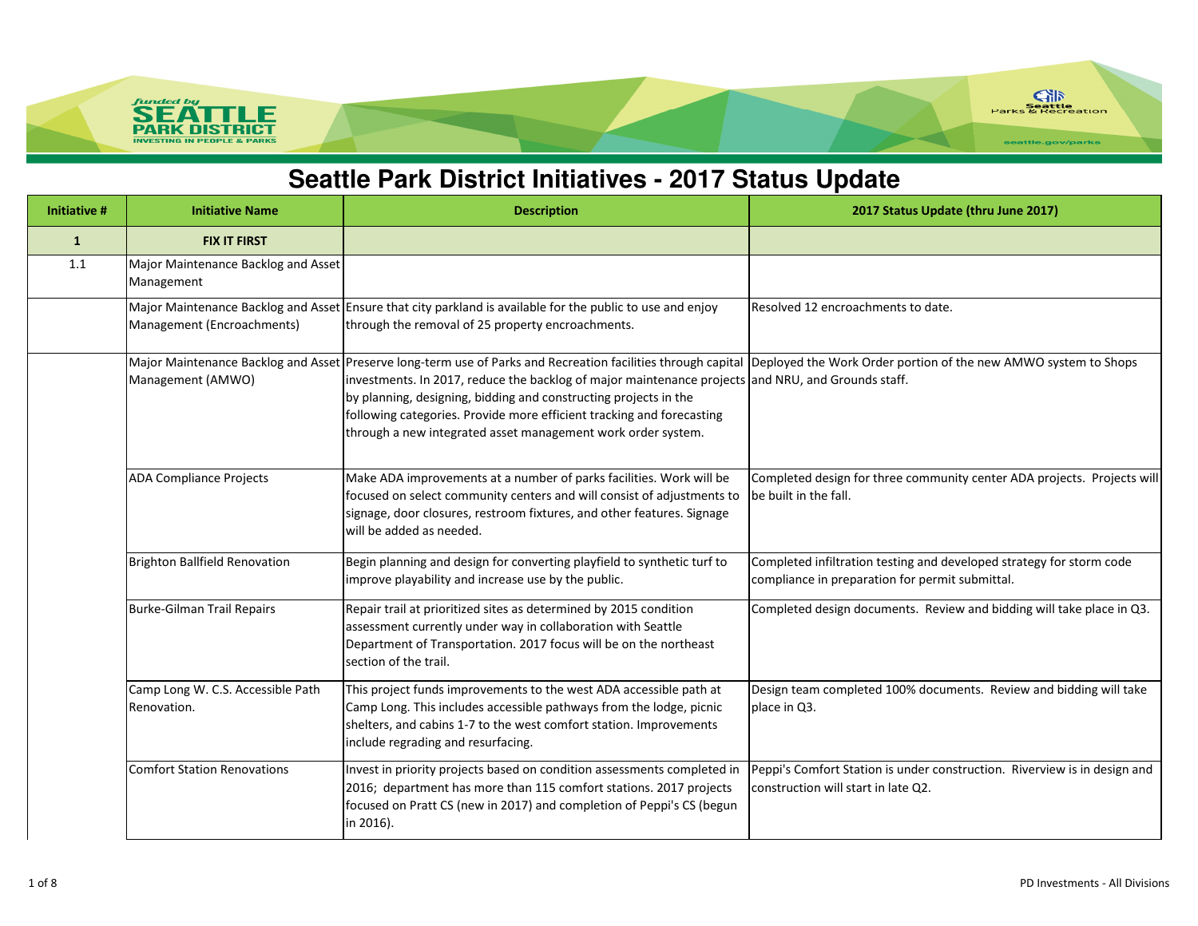# Seattle Park District Initiatives - 2017 Status Update

| Initiative # | Initiative Name | Description | 2017 Status Update (thru June 2017) |
|---|---|---|---|
| **1** | **FIX IT FIRST** | | |
| 1.1 | Major Maintenance Backlog and Asset Management | | |
| | Major Maintenance Backlog and Asset Management (Encroachments) | Ensure that city parkland is available for the public to use and enjoy through the removal of 25 property encroachments. | Resolved 12 encroachments to date. |
| | Major Maintenance Backlog and Asset Management (AMWO) | Preserve long-term use of Parks and Recreation facilities through capital investments. In 2017, reduce the backlog of major maintenance projects by planning, designing, bidding and constructing projects in the following categories. Provide more efficient tracking and forecasting through a new integrated asset management work order system. | Deployed the Work Order portion of the new AMWO system to Shops and NRU, and Grounds staff. |
| | ADA Compliance Projects | Make ADA improvements at a number of parks facilities. Work will be focused on select community centers and will consist of adjustments to signage, door closures, restroom fixtures, and other features. Signage will be added as needed. | Completed design for three community center ADA projects. Projects will be built in the fall. |
| | Brighton Ballfield Renovation | Begin planning and design for converting playfield to synthetic turf to improve playability and increase use by the public. | Completed infiltration testing and developed strategy for storm code compliance in preparation for permit submittal. |
| | Burke-Gilman Trail Repairs | Repair trail at prioritized sites as determined by 2015 condition assessment currently under way in collaboration with Seattle Department of Transportation. 2017 focus will be on the northeast section of the trail. | Completed design documents. Review and bidding will take place in Q3. |
| | Camp Long W. C.S. Accessible Path Renovation. | This project funds improvements to the west ADA accessible path at Camp Long. This includes accessible pathways from the lodge, picnic shelters, and cabins 1-7 to the west comfort station. Improvements include regrading and resurfacing. | Design team completed 100% documents. Review and bidding will take place in Q3. |
| | Comfort Station Renovations | Invest in priority projects based on condition assessments completed in 2016; department has more than 115 comfort stations. 2017 projects focused on Pratt CS (new in 2017) and completion of Peppi's CS (begun in 2016). | Peppi's Comfort Station is under construction. Riverview is in design and construction will start in late Q2. |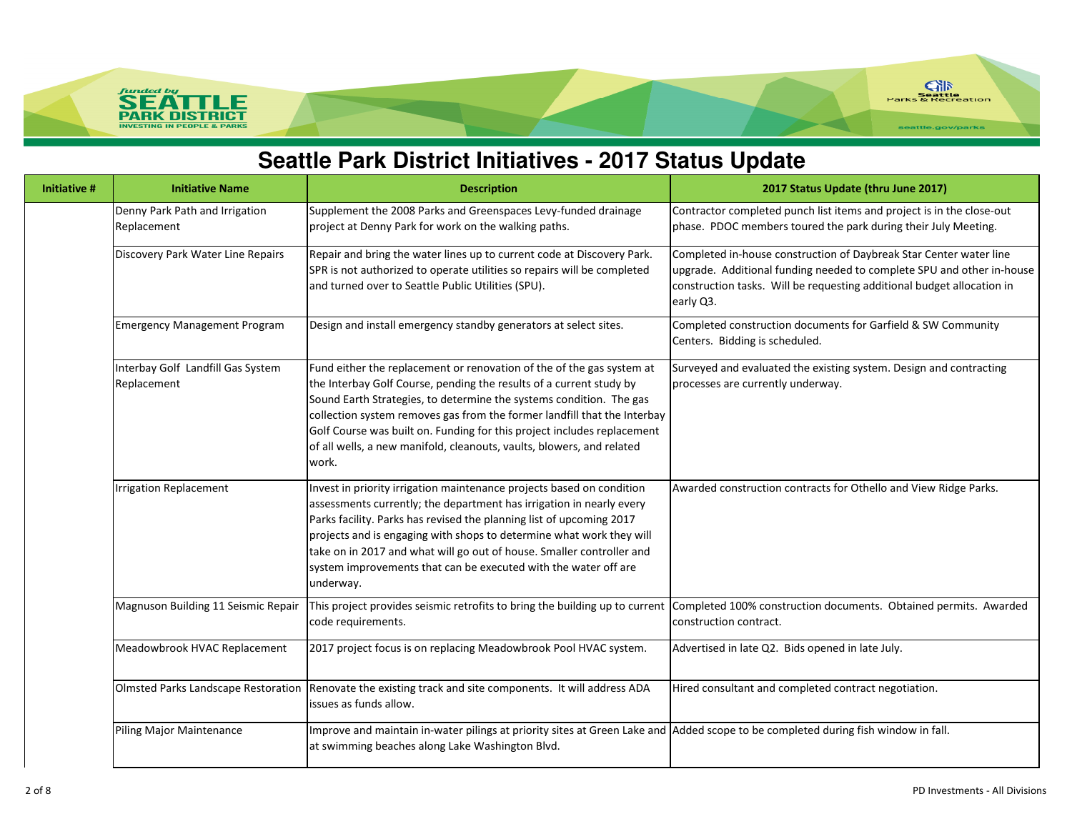# Seattle Park District Initiatives - 2017 Status Update

| Initiative # | Initiative Name | Description | 2017 Status Update (thru June 2017) |
|---|---|---|---|
| | Denny Park Path and Irrigation Replacement | Supplement the 2008 Parks and Greenspaces Levy-funded drainage project at Denny Park for work on the walking paths. | Contractor completed punch list items and project is in the close-out phase. PDOC members toured the park during their July Meeting. |
| | Discovery Park Water Line Repairs | Repair and bring the water lines up to current code at Discovery Park. SPR is not authorized to operate utilities so repairs will be completed and turned over to Seattle Public Utilities (SPU). | Completed in-house construction of Daybreak Star Center water line upgrade. Additional funding needed to complete SPU and other in-house construction tasks. Will be requesting additional budget allocation in early Q3. |
| | Emergency Management Program | Design and install emergency standby generators at select sites. | Completed construction documents for Garfield & SW Community Centers. Bidding is scheduled. |
| | Interbay Golf Landfill Gas System Replacement | Fund either the replacement or renovation of the of the gas system at the Interbay Golf Course, pending the results of a current study by Sound Earth Strategies, to determine the systems condition. The gas collection system removes gas from the former landfill that the Interbay Golf Course was built on. Funding for this project includes replacement of all wells, a new manifold, cleanouts, vaults, blowers, and related work. | Surveyed and evaluated the existing system. Design and contracting processes are currently underway. |
| | Irrigation Replacement | Invest in priority irrigation maintenance projects based on condition assessments currently; the department has irrigation in nearly every Parks facility. Parks has revised the planning list of upcoming 2017 projects and is engaging with shops to determine what work they will take on in 2017 and what will go out of house. Smaller controller and system improvements that can be executed with the water off are underway. | Awarded construction contracts for Othello and View Ridge Parks. |
| | Magnuson Building 11 Seismic Repair | This project provides seismic retrofits to bring the building up to current code requirements. | Completed 100% construction documents. Obtained permits. Awarded construction contract. |
| | Meadowbrook HVAC Replacement | 2017 project focus is on replacing Meadowbrook Pool HVAC system. | Advertised in late Q2. Bids opened in late July. |
| | Olmsted Parks Landscape Restoration | Renovate the existing track and site components. It will address ADA issues as funds allow. | Hired consultant and completed contract negotiation. |
| | Piling Major Maintenance | Improve and maintain in-water pilings at priority sites at Green Lake and at swimming beaches along Lake Washington Blvd. | Added scope to be completed during fish window in fall. |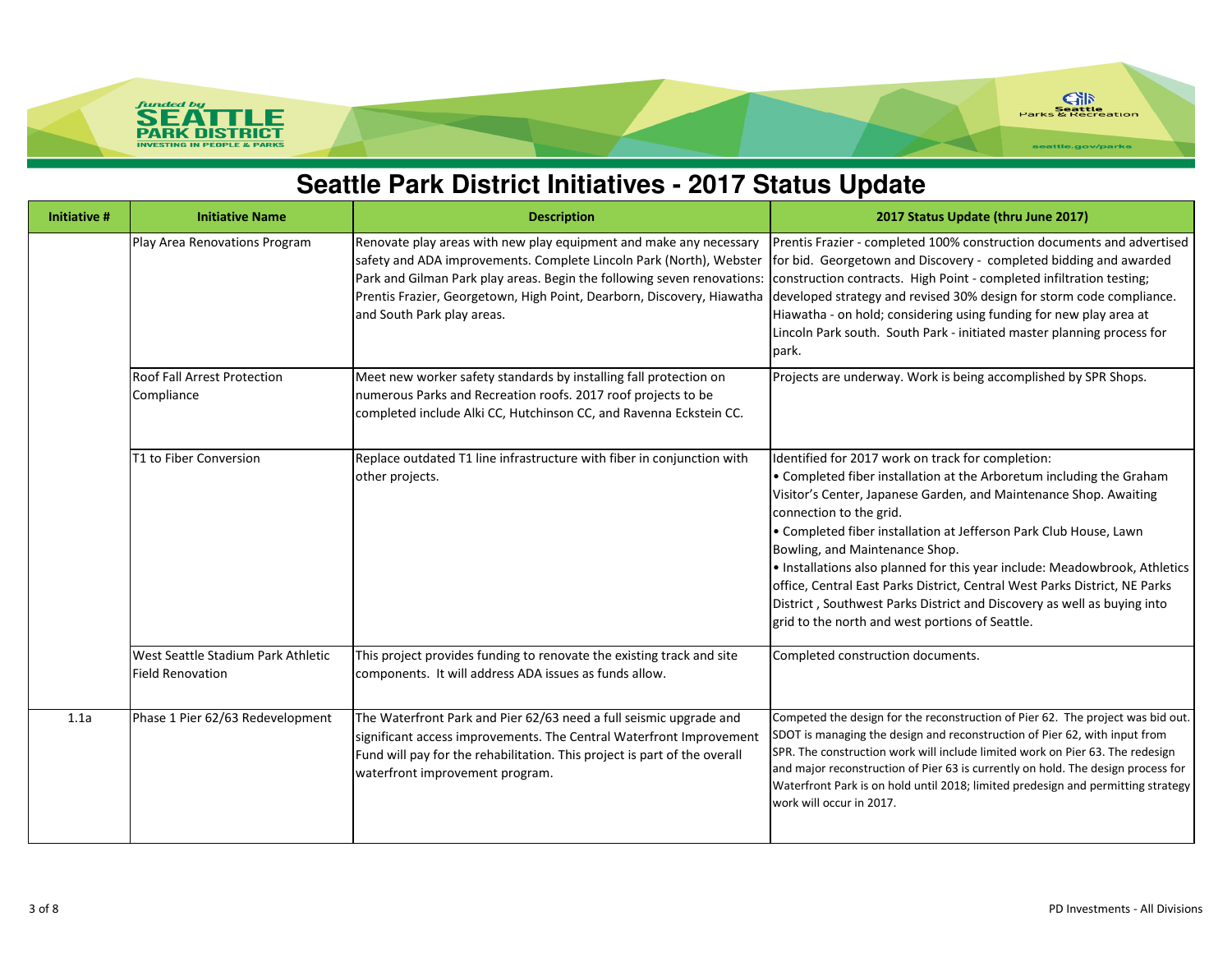# Seattle Park District Initiatives - 2017 Status Update

| Initiative # | Initiative Name | Description | 2017 Status Update (thru June 2017) |
|---|---|---|---|
| | Play Area Renovations Program | Renovate play areas with new play equipment and make any necessary safety and ADA improvements. Complete Lincoln Park (North), Webster Park and Gilman Park play areas. Begin the following seven renovations: Prentis Frazier, Georgetown, High Point, Dearborn, Discovery, Hiawatha and South Park play areas. | Prentis Frazier - completed 100% construction documents and advertised for bid. Georgetown and Discovery - completed bidding and awarded construction contracts. High Point - completed infiltration testing; developed strategy and revised 30% design for storm code compliance. Hiawatha - on hold; considering using funding for new play area at Lincoln Park south. South Park - initiated master planning process for park. |
| | Roof Fall Arrest Protection Compliance | Meet new worker safety standards by installing fall protection on numerous Parks and Recreation roofs. 2017 roof projects to be completed include Alki CC, Hutchinson CC, and Ravenna Eckstein CC. | Projects are underway. Work is being accomplished by SPR Shops. |
| | T1 to Fiber Conversion | Replace outdated T1 line infrastructure with fiber in conjunction with other projects. | Identified for 2017 work on track for completion:<br>• Completed fiber installation at the Arboretum including the Graham Visitor's Center, Japanese Garden, and Maintenance Shop. Awaiting connection to the grid.<br>• Completed fiber installation at Jefferson Park Club House, Lawn Bowling, and Maintenance Shop.<br>• Installations also planned for this year include: Meadowbrook, Athletics office, Central East Parks District, Central West Parks District, NE Parks District , Southwest Parks District and Discovery as well as buying into grid to the north and west portions of Seattle. |
| | West Seattle Stadium Park Athletic Field Renovation | This project provides funding to renovate the existing track and site components. It will address ADA issues as funds allow. | Completed construction documents. |
| 1.1a | Phase 1 Pier 62/63 Redevelopment | The Waterfront Park and Pier 62/63 need a full seismic upgrade and significant access improvements. The Central Waterfront Improvement Fund will pay for the rehabilitation. This project is part of the overall waterfront improvement program. | Competed the design for the reconstruction of Pier 62. The project was bid out. SDOT is managing the design and reconstruction of Pier 62, with input from SPR. The construction work will include limited work on Pier 63. The redesign and major reconstruction of Pier 63 is currently on hold. The design process for Waterfront Park is on hold until 2018; limited predesign and permitting strategy work will occur in 2017. |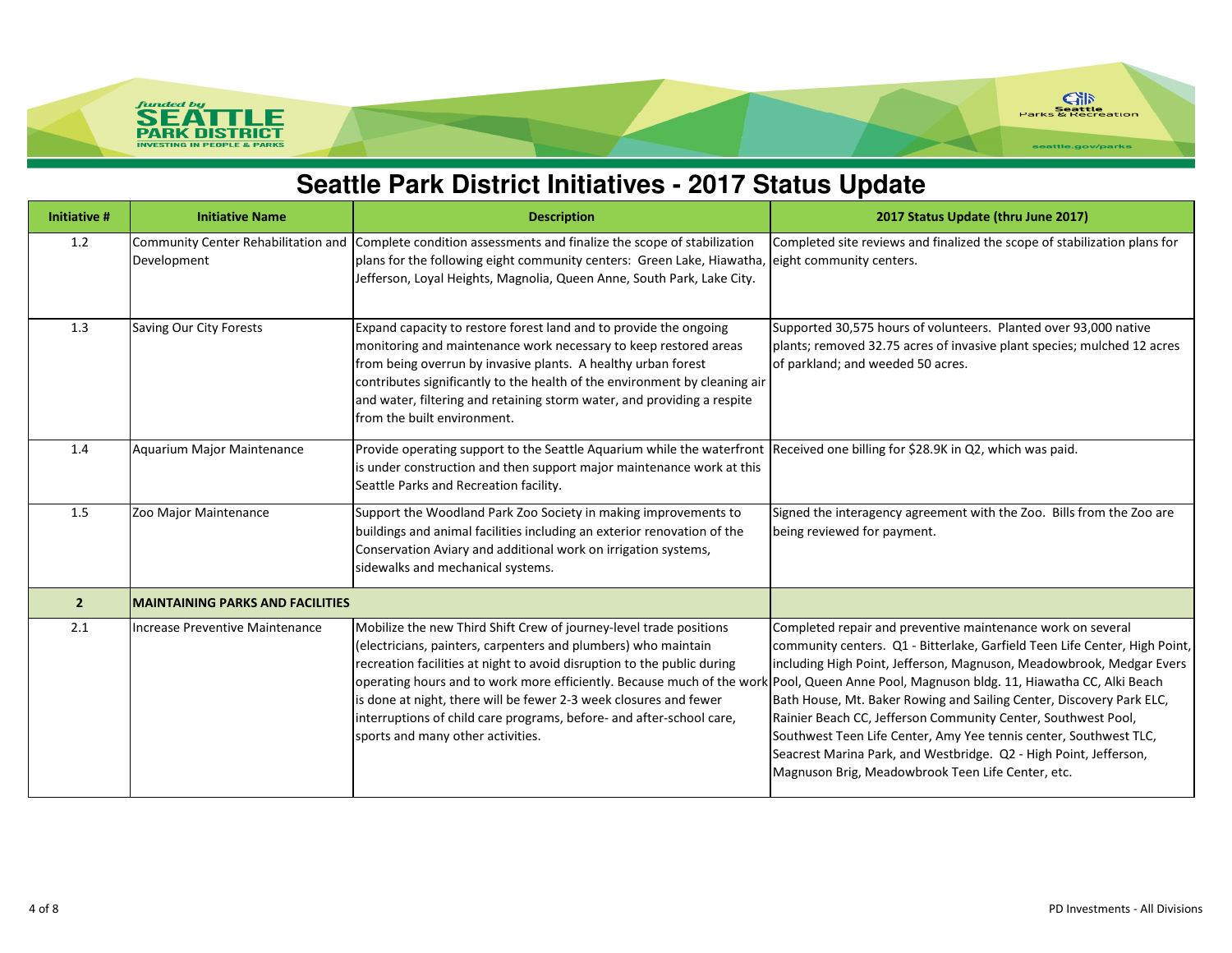# Seattle Park District Initiatives - 2017 Status Update

| Initiative # | Initiative Name | Description | 2017 Status Update (thru June 2017) |
|---|---|---|---|
| 1.2 | Community Center Rehabilitation and Development | Complete condition assessments and finalize the scope of stabilization plans for the following eight community centers: Green Lake, Hiawatha, Jefferson, Loyal Heights, Magnolia, Queen Anne, South Park, Lake City. | Completed site reviews and finalized the scope of stabilization plans for eight community centers. |
| 1.3 | Saving Our City Forests | Expand capacity to restore forest land and to provide the ongoing monitoring and maintenance work necessary to keep restored areas from being overrun by invasive plants. A healthy urban forest contributes significantly to the health of the environment by cleaning air and water, filtering and retaining storm water, and providing a respite from the built environment. | Supported 30,575 hours of volunteers. Planted over 93,000 native plants; removed 32.75 acres of invasive plant species; mulched 12 acres of parkland; and weeded 50 acres. |
| 1.4 | Aquarium Major Maintenance | Provide operating support to the Seattle Aquarium while the waterfront is under construction and then support major maintenance work at this Seattle Parks and Recreation facility. | Received one billing for $28.9K in Q2, which was paid. |
| 1.5 | Zoo Major Maintenance | Support the Woodland Park Zoo Society in making improvements to buildings and animal facilities including an exterior renovation of the Conservation Aviary and additional work on irrigation systems, sidewalks and mechanical systems. | Signed the interagency agreement with the Zoo. Bills from the Zoo are being reviewed for payment. |
| **2** | **MAINTAINING PARKS AND FACILITIES** | | |
| 2.1 | Increase Preventive Maintenance | Mobilize the new Third Shift Crew of journey-level trade positions (electricians, painters, carpenters and plumbers) who maintain recreation facilities at night to avoid disruption to the public during operating hours and to work more efficiently. Because much of the work is done at night, there will be fewer 2-3 week closures and fewer interruptions of child care programs, before- and after-school care, sports and many other activities. | Completed repair and preventive maintenance work on several community centers. Q1 - Bitterlake, Garfield Teen Life Center, High Point, including High Point, Jefferson, Magnuson, Meadowbrook, Medgar Evers Pool, Queen Anne Pool, Magnuson bldg. 11, Hiawatha CC, Alki Beach Bath House, Mt. Baker Rowing and Sailing Center, Discovery Park ELC, Rainier Beach CC, Jefferson Community Center, Southwest Pool, Southwest Teen Life Center, Amy Yee tennis center, Southwest TLC, Seacrest Marina Park, and Westbridge. Q2 - High Point, Jefferson, Magnuson Brig, Meadowbrook Teen Life Center, etc. |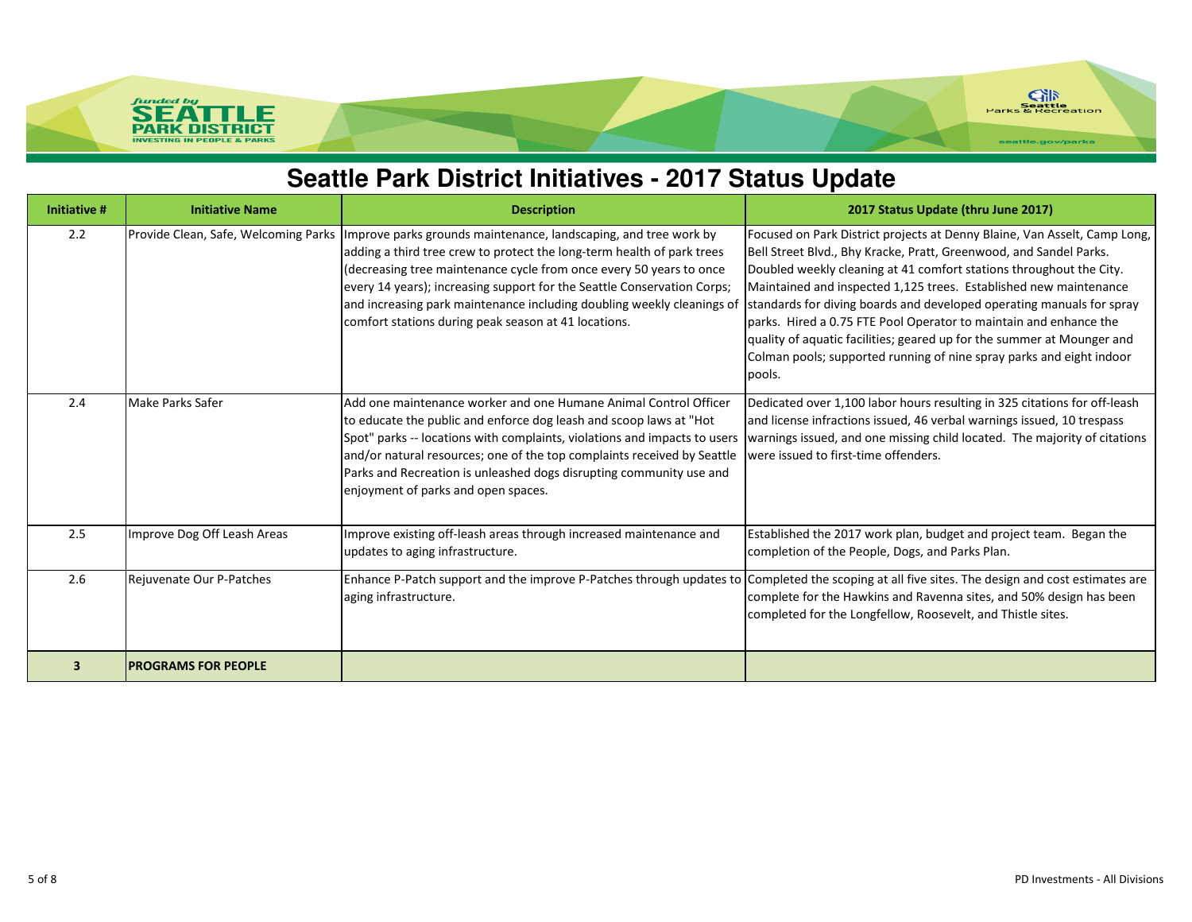# Seattle Park District Initiatives - 2017 Status Update

| Initiative # | Initiative Name | Description | 2017 Status Update (thru June 2017) |
|---|---|---|---|
| 2.2 | Provide Clean, Safe, Welcoming Parks | Improve parks grounds maintenance, landscaping, and tree work by adding a third tree crew to protect the long-term health of park trees (decreasing tree maintenance cycle from once every 50 years to once every 14 years); increasing support for the Seattle Conservation Corps; and increasing park maintenance including doubling weekly cleanings of comfort stations during peak season at 41 locations. | Focused on Park District projects at Denny Blaine, Van Asselt, Camp Long, Bell Street Blvd., Bhy Kracke, Pratt, Greenwood, and Sandel Parks. Doubled weekly cleaning at 41 comfort stations throughout the City. Maintained and inspected 1,125 trees. Established new maintenance standards for diving boards and developed operating manuals for spray parks. Hired a 0.75 FTE Pool Operator to maintain and enhance the quality of aquatic facilities; geared up for the summer at Mounger and Colman pools; supported running of nine spray parks and eight indoor pools. |
| 2.4 | Make Parks Safer | Add one maintenance worker and one Humane Animal Control Officer to educate the public and enforce dog leash and scoop laws at "Hot Spot" parks -- locations with complaints, violations and impacts to users and/or natural resources; one of the top complaints received by Seattle Parks and Recreation is unleashed dogs disrupting community use and enjoyment of parks and open spaces. | Dedicated over 1,100 labor hours resulting in 325 citations for off-leash and license infractions issued, 46 verbal warnings issued, 10 trespass warnings issued, and one missing child located. The majority of citations were issued to first-time offenders. |
| 2.5 | Improve Dog Off Leash Areas | Improve existing off-leash areas through increased maintenance and updates to aging infrastructure. | Established the 2017 work plan, budget and project team. Began the completion of the People, Dogs, and Parks Plan. |
| 2.6 | Rejuvenate Our P-Patches | Enhance P-Patch support and the improve P-Patches through updates to aging infrastructure. | Completed the scoping at all five sites. The design and cost estimates are complete for the Hawkins and Ravenna sites, and 50% design has been completed for the Longfellow, Roosevelt, and Thistle sites. |
| **3** | **PROGRAMS FOR PEOPLE** | | |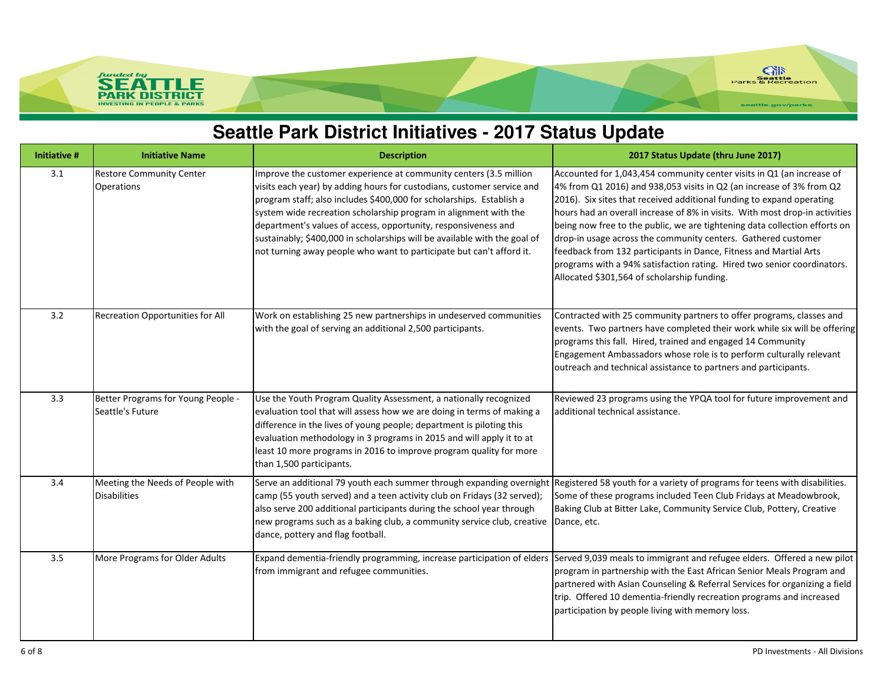# Seattle Park District Initiatives - 2017 Status Update

| Initiative # | Initiative Name | Description | 2017 Status Update (thru June 2017) |
|---|---|---|---|
| 3.1 | Restore Community Center Operations | Improve the customer experience at community centers (3.5 million visits each year) by adding hours for custodians, customer service and program staff; also includes $400,000 for scholarships. Establish a system wide recreation scholarship program in alignment with the department's values of access, opportunity, responsiveness and sustainaby; $400,000 in scholarships will be available with the goal of not turning away people who want to participate but can't afford it. | Accounted for 1,043,454 community center visits in Q1 (an increase of 4% from Q1 2016) and 938,053 visits in Q2 (an increase of 3% from Q2 2016). Six sites that received additional funding to expand operating hours had an overall increase of 8% in visits. With most drop-in activities being now free to the public, we are tightening data collection efforts on drop-in usage across the community centers. Gathered customer feedback from 132 participants in Dance, Fitness and Martial Arts programs with a 94% satisfaction rating. Hired two senior coordinators. Allocated $301,564 of scholarship funding. |
| 3.2 | Recreation Opportunities for All | Work on establishing 25 new partnerships in undeserved communities with the goal of serving an additional 2,500 participants. | Contracted with 25 community partners to offer programs, classes and events. Two partners have completed their work while six will be offering programs this fall. Hired, trained and engaged 14 Community Engagement Ambassadors whose role is to perform culturally relevant outreach and technical assistance to partners and participants. |
| 3.3 | Better Programs for Young People - Seattle's Future | Use the Youth Program Quality Assessment, a nationally recognized evaluation tool that will assess how we are doing in terms of making a difference in the lives of young people; department is piloting this evaluation methodology in 3 programs in 2015 and will apply it to at least 10 more programs in 2016 to improve program quality for more than 1,500 participants. | Reviewed 23 programs using the YPQA tool for future improvement and additional technical assistance. |
| 3.4 | Meeting the Needs of People with Disabilities | Serve an additional 79 youth each summer through expanding overnight camp (55 youth served) and a teen activity club on Fridays (32 served); also serve 200 additional participants during the school year through new programs such as a baking club, a community service club, creative dance, pottery and flag football. | Registered 58 youth for a variety of programs for teens with disabilities. Some of these programs included Teen Club Fridays at Meadowbrook, Baking Club at Bitter Lake, Community Service Club, Pottery, Creative Dance, etc. |
| 3.5 | More Programs for Older Adults | Expand dementia-friendly programming, increase participation of elders from immigrant and refugee communities. | Served 9,039 meals to immigrant and refugee elders. Offered a new pilot program in partnership with the East African Senior Meals Program and partnered with Asian Counseling & Referral Services for organizing a field trip. Offered 10 dementia-friendly recreation programs and increased participation by people living with memory loss. |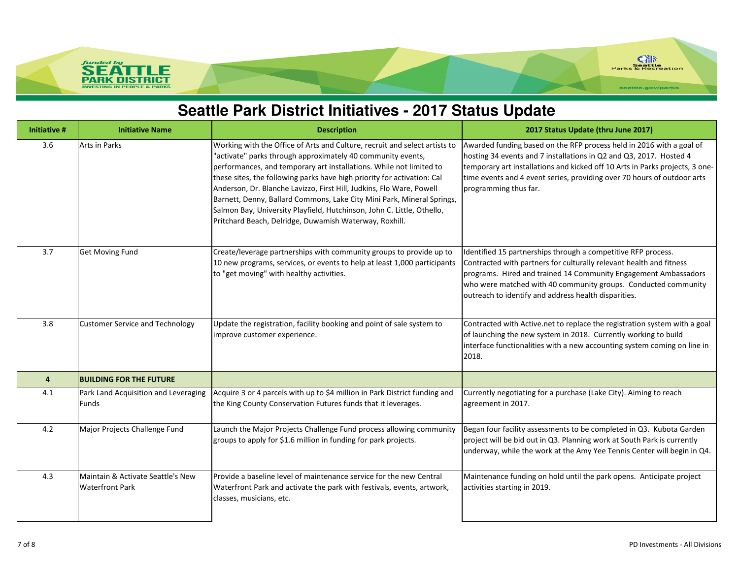# Seattle Park District Initiatives - 2017 Status Update

| Initiative # | Initiative Name | Description | 2017 Status Update (thru June 2017) |
|---|---|---|---|
| 3.6 | Arts in Parks | Working with the Office of Arts and Culture, recruit and select artists to "activate" parks through approximately 40 community events, performances, and temporary art installations. While not limited to these sites, the following parks have high priority for activation: Cal Anderson, Dr. Blanche Lavizzo, First Hill, Judkins, Flo Ware, Powell Barnett, Denny, Ballard Commons, Lake City Mini Park, Mineral Springs, Salmon Bay, University Playfield, Hutchinson, John C. Little, Othello, Pritchard Beach, Delridge, Duwamish Waterway, Roxhill. | Awarded funding based on the RFP process held in 2016 with a goal of hosting 34 events and 7 installations in Q2 and Q3, 2017. Hosted 4 temporary art installations and kicked off 10 Arts in Parks projects, 3 one-time events and 4 event series, providing over 70 hours of outdoor arts programming thus far. |
| 3.7 | Get Moving Fund | Create/leverage partnerships with community groups to provide up to 10 new programs, services, or events to help at least 1,000 participants to "get moving" with healthy activities. | Identified 15 partnerships through a competitive RFP process. Contracted with partners for culturally relevant health and fitness programs. Hired and trained 14 Community Engagement Ambassadors who were matched with 40 community groups. Conducted community outreach to identify and address health disparities. |
| 3.8 | Customer Service and Technology | Update the registration, facility booking and point of sale system to improve customer experience. | Contracted with Active.net to replace the registration system with a goal of launching the new system in 2018. Currently working to build interface functionalities with a new accounting system coming on line in 2018. |
| **4** | **BUILDING FOR THE FUTURE** | | |
| 4.1 | Park Land Acquisition and Leveraging Funds | Acquire 3 or 4 parcels with up to $4 million in Park District funding and the King County Conservation Futures funds that it leverages. | Currently negotiating for a purchase (Lake City). Aiming to reach agreement in 2017. |
| 4.2 | Major Projects Challenge Fund | Launch the Major Projects Challenge Fund process allowing community groups to apply for $1.6 million in funding for park projects. | Began four facility assessments to be completed in Q3. Kubota Garden project will be bid out in Q3. Planning work at South Park is currently underway, while the work at the Amy Yee Tennis Center will begin in Q4. |
| 4.3 | Maintain & Activate Seattle's New Waterfront Park | Provide a baseline level of maintenance service for the new Central Waterfront Park and activate the park with festivals, events, artwork, classes, musicians, etc. | Maintenance funding on hold until the park opens. Anticipate project activities starting in 2019. |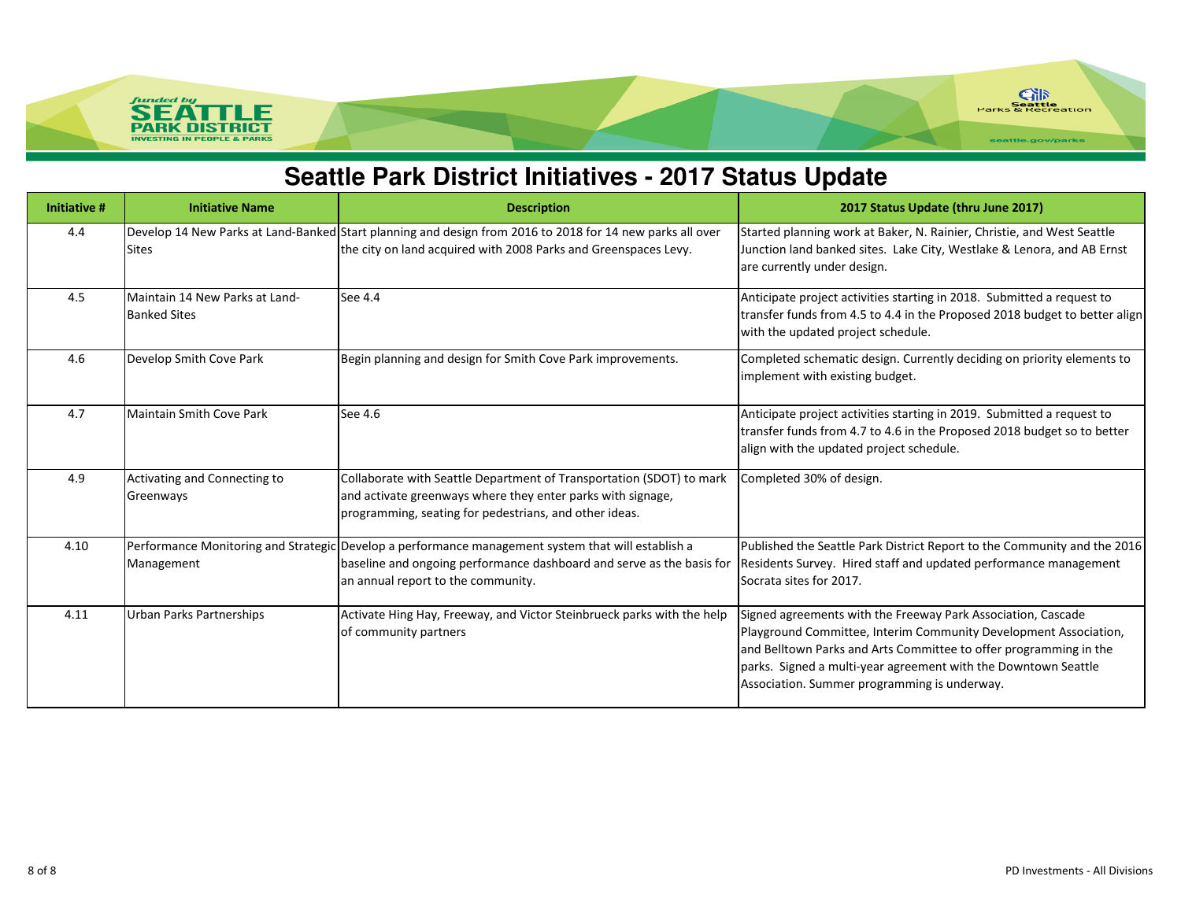# Seattle Park District Initiatives - 2017 Status Update

| Initiative # | Initiative Name | Description | 2017 Status Update (thru June 2017) |
| --- | --- | --- | --- |
| 4.4 | Develop 14 New Parks at Land-Banked Sites | Start planning and design from 2016 to 2018 for 14 new parks all over the city on land acquired with 2008 Parks and Greenspaces Levy. | Started planning work at Baker, N. Rainier, Christie, and West Seattle Junction land banked sites. Lake City, Westlake & Lenora, and AB Ernst are currently under design. |
| 4.5 | Maintain 14 New Parks at Land-Banked Sites | See 4.4 | Anticipate project activities starting in 2018. Submitted a request to transfer funds from 4.5 to 4.4 in the Proposed 2018 budget to better align with the updated project schedule. |
| 4.6 | Develop Smith Cove Park | Begin planning and design for Smith Cove Park improvements. | Completed schematic design. Currently deciding on priority elements to implement with existing budget. |
| 4.7 | Maintain Smith Cove Park | See 4.6 | Anticipate project activities starting in 2019. Submitted a request to transfer funds from 4.7 to 4.6 in the Proposed 2018 budget so to better align with the updated project schedule. |
| 4.9 | Activating and Connecting to Greenways | Collaborate with Seattle Department of Transportation (SDOT) to mark and activate greenways where they enter parks with signage, programming, seating for pedestrians, and other ideas. | Completed 30% of design. |
| 4.10 | Performance Monitoring and Strategic Management | Develop a performance management system that will establish a baseline and ongoing performance dashboard and serve as the basis for an annual report to the community. | Published the Seattle Park District Report to the Community and the 2016 Residents Survey. Hired staff and updated performance management Socrata sites for 2017. |
| 4.11 | Urban Parks Partnerships | Activate Hing Hay, Freeway, and Victor Steinbrueck parks with the help of community partners | Signed agreements with the Freeway Park Association, Cascade Playground Committee, Interim Community Development Association, and Belltown Parks and Arts Committee to offer programming in the parks. Signed a multi-year agreement with the Downtown Seattle Association. Summer programming is underway. |